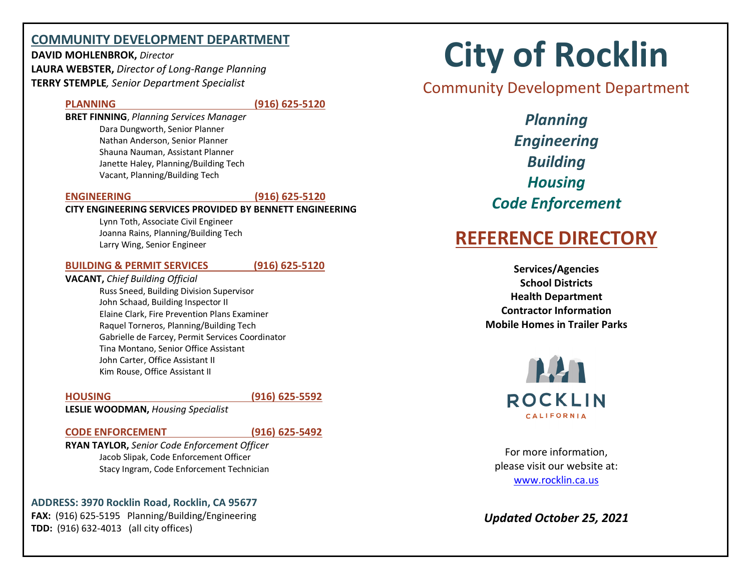## COMMUNITY DEVELOPMENT DEPARTMENT

**DAVID MOHLENBROK,** *Director*
**LAURA WEBSTER,** *Director of Long-Range Planning*
**TERRY STEMPLE***, Senior Department Specialist*

### PLANNING (916) 625-5120

**BRET FINNING**, *Planning Services Manager*

- Dara Dungworth, Senior Planner
- Nathan Anderson, Senior Planner
- Shauna Nauman, Assistant Planner
- Janette Haley, Planning/Building Tech
- Vacant, Planning/Building Tech

### ENGINEERING (916) 625-5120

**CITY ENGINEERING SERVICES PROVIDED BY BENNETT ENGINEERING**

- Lynn Toth, Associate Civil Engineer
- Joanna Rains, Planning/Building Tech
- Larry Wing, Senior Engineer

### BUILDING & PERMIT SERVICES (916) 625-5120

**VACANT,** *Chief Building Official*

- Russ Sneed, Building Division Supervisor
- John Schaad, Building Inspector II
- Elaine Clark, Fire Prevention Plans Examiner
- Raquel Torneros, Planning/Building Tech
- Gabrielle de Farcey, Permit Services Coordinator
- Tina Montano, Senior Office Assistant
- John Carter, Office Assistant II
- Kim Rouse, Office Assistant II

### HOUSING (916) 625-5592

**LESLIE WOODMAN,** *Housing Specialist*

### CODE ENFORCEMENT (916) 625-5492

**RYAN TAYLOR,** *Senior Code Enforcement Officer*

- Jacob Slipak, Code Enforcement Officer
- Stacy Ingram, Code Enforcement Technician

**ADDRESS: 3970 Rocklin Road, Rocklin, CA 95677**
**FAX:** (916) 625-5195 Planning/Building/Engineering
**TDD:** (916) 632-4013 (all city offices)

# City of Rocklin

## Community Development Department

*Planning*
*Engineering*
*Building*
*Housing*
*Code Enforcement*

## REFERENCE DIRECTORY

**Services/Agencies**
**School Districts**
**Health Department**
**Contractor Information**
**Mobile Homes in Trailer Parks**

ROCKLIN
CALIFORNIA

For more information,
please visit our website at:
www.rocklin.ca.us

***Updated October 25, 2021***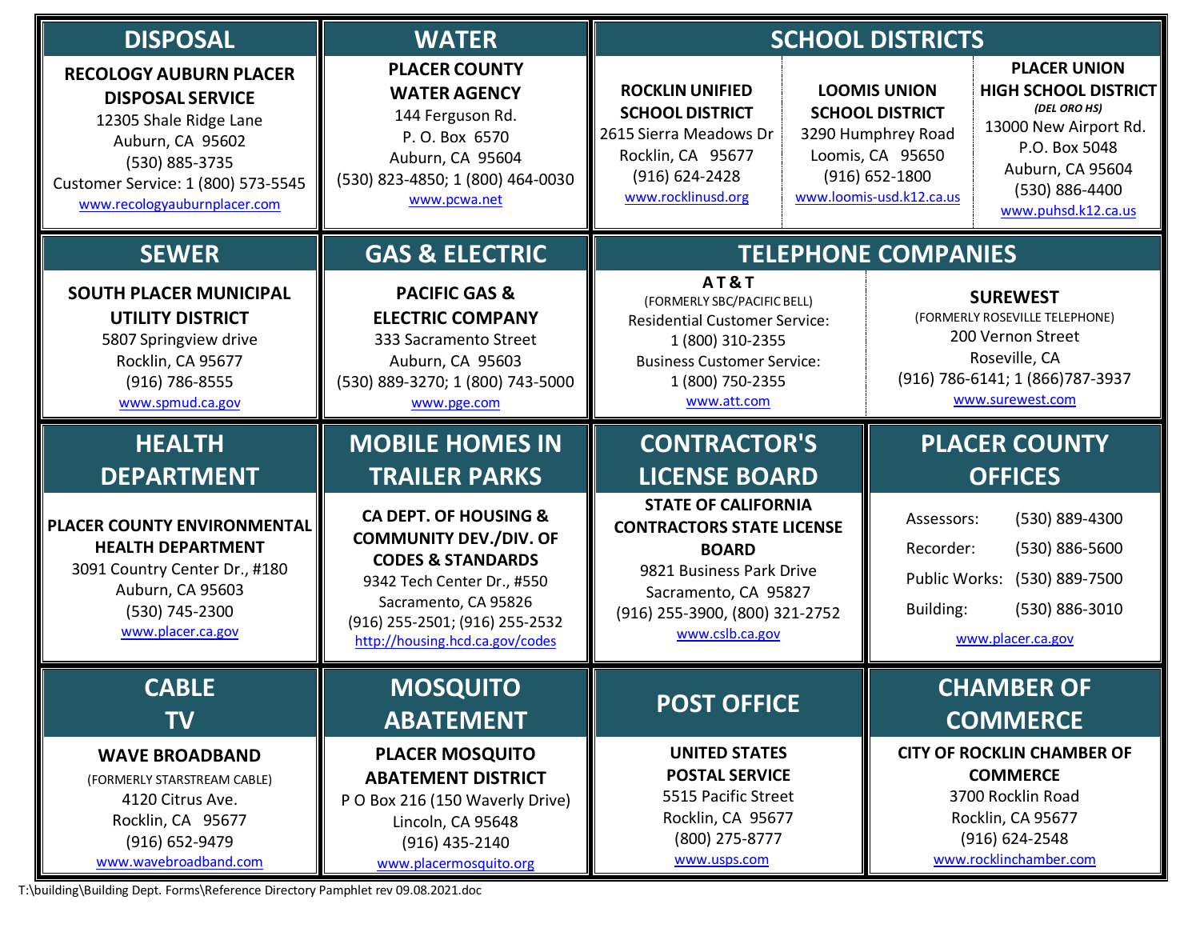## DISPOSAL

**RECOLOGY AUBURN PLACER DISPOSAL SERVICE**
12305 Shale Ridge Lane
Auburn, CA 95602
(530) 885-3735
Customer Service: 1 (800) 573-5545
www.recologyauburnplacer.com

## WATER

**PLACER COUNTY WATER AGENCY**
144 Ferguson Rd.
P. O. Box 6570
Auburn, CA 95604
(530) 823-4850; 1 (800) 464-0030
www.pcwa.net

## SCHOOL DISTRICTS

**ROCKLIN UNIFIED SCHOOL DISTRICT**
2615 Sierra Meadows Dr
Rocklin, CA 95677
(916) 624-2428
www.rocklinusd.org

**LOOMIS UNION SCHOOL DISTRICT**
3290 Humphrey Road
Loomis, CA 95650
(916) 652-1800
www.loomis-usd.k12.ca.us

**PLACER UNION HIGH SCHOOL DISTRICT**
*(DEL ORO HS)*
13000 New Airport Rd.
P.O. Box 5048
Auburn, CA 95604
(530) 886-4400
www.puhsd.k12.ca.us

## SEWER

**SOUTH PLACER MUNICIPAL UTILITY DISTRICT**
5807 Springview drive
Rocklin, CA 95677
(916) 786-8555
www.spmud.ca.gov

## GAS & ELECTRIC

**PACIFIC GAS & ELECTRIC COMPANY**
333 Sacramento Street
Auburn, CA 95603
(530) 889-3270; 1 (800) 743-5000
www.pge.com

## TELEPHONE COMPANIES

**A T & T**
(FORMERLY SBC/PACIFIC BELL)
Residential Customer Service:
1 (800) 310-2355
Business Customer Service:
1 (800) 750-2355
www.att.com

**SUREWEST**
(FORMERLY ROSEVILLE TELEPHONE)
200 Vernon Street
Roseville, CA
(916) 786-6141; 1 (866)787-3937
www.surewest.com

## HEALTH DEPARTMENT

**PLACER COUNTY ENVIRONMENTAL HEALTH DEPARTMENT**
3091 Country Center Dr., #180
Auburn, CA 95603
(530) 745-2300
www.placer.ca.gov

## MOBILE HOMES IN TRAILER PARKS

**CA DEPT. OF HOUSING & COMMUNITY DEV./DIV. OF CODES & STANDARDS**
9342 Tech Center Dr., #550
Sacramento, CA 95826
(916) 255-2501; (916) 255-2532
http://housing.hcd.ca.gov/codes

## CONTRACTOR'S LICENSE BOARD

**STATE OF CALIFORNIA CONTRACTORS STATE LICENSE BOARD**
9821 Business Park Drive
Sacramento, CA 95827
(916) 255-3900, (800) 321-2752
www.cslb.ca.gov

## PLACER COUNTY OFFICES

| | |
|---|---|
| Assessors: | (530) 889-4300 |
| Recorder: | (530) 886-5600 |
| Public Works: | (530) 889-7500 |
| Building: | (530) 886-3010 |

www.placer.ca.gov

## CABLE TV

**WAVE BROADBAND**
(FORMERLY STARSTREAM CABLE)
4120 Citrus Ave.
Rocklin, CA 95677
(916) 652-9479
www.wavebroadband.com

## MOSQUITO ABATEMENT

**PLACER MOSQUITO ABATEMENT DISTRICT**
P O Box 216 (150 Waverly Drive)
Lincoln, CA 95648
(916) 435-2140
www.placermosquito.org

## POST OFFICE

**UNITED STATES POSTAL SERVICE**
5515 Pacific Street
Rocklin, CA 95677
(800) 275-8777
www.usps.com

## CHAMBER OF COMMERCE

**CITY OF ROCKLIN CHAMBER OF COMMERCE**
3700 Rocklin Road
Rocklin, CA 95677
(916) 624-2548
www.rocklinchamber.com

T:\building\Building Dept. Forms\Reference Directory Pamphlet rev 09.08.2021.doc